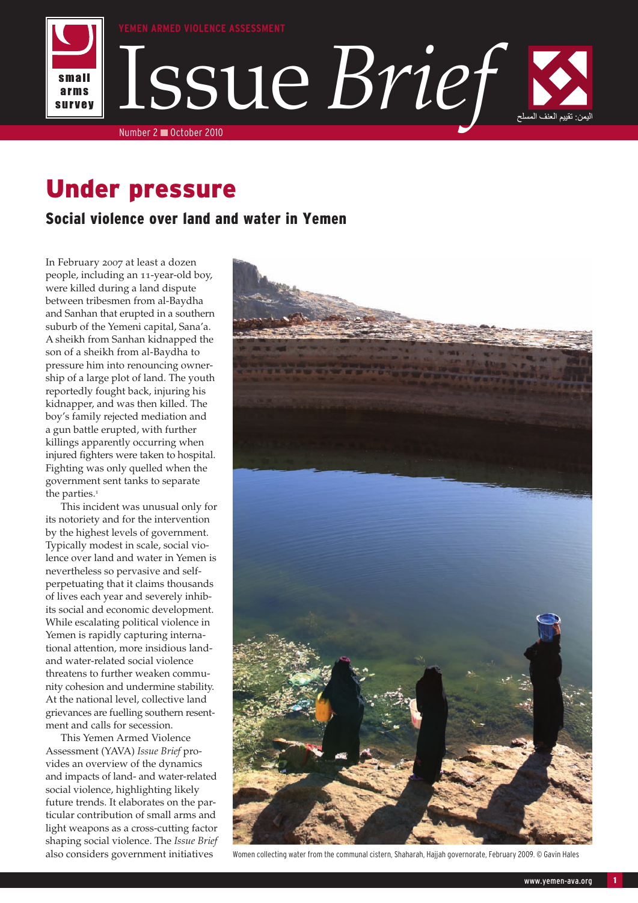YEMEN ARMED VIOLENCE ASSESSMENT

# Issue *Brief*

اليمن: تقييم العنف المسلح

Number 2 ■ October 2010

# Under pressure

## Social violence over land and water in Yemen

In February 2007 at least a dozen people, including an 11-year-old boy, were killed during a land dispute between tribesmen from al-Baydha and Sanhan that erupted in a southern suburb of the Yemeni capital, Sana'a. A sheikh from Sanhan kidnapped the son of a sheikh from al-Baydha to pressure him into renouncing ownership of a large plot of land. The youth reportedly fought back, injuring his kidnapper, and was then killed. The boy's family rejected mediation and a gun battle erupted, with further killings apparently occurring when injured fighters were taken to hospital. Fighting was only quelled when the government sent tanks to separate the parties.[1]

This incident was unusual only for its notoriety and for the intervention by the highest levels of government. Typically modest in scale, social violence over land and water in Yemen is nevertheless so pervasive and self-perpetuating that it claims thousands of lives each year and severely inhibits its social and economic development. While escalating political violence in Yemen is rapidly capturing international attention, more insidious land- and water-related social violence threatens to further weaken community cohesion and undermine stability. At the national level, collective land grievances are fuelling southern resentment and calls for secession.

This Yemen Armed Violence Assessment (YAVA) *Issue Brief* provides an overview of the dynamics and impacts of land- and water-related social violence, highlighting likely future trends. It elaborates on the particular contribution of small arms and light weapons as a cross-cutting factor shaping social violence. The *Issue Brief* also considers government initiatives

Women collecting water from the communal cistern, Shaharah, Hajjah governorate, February 2009. © Gavin Hales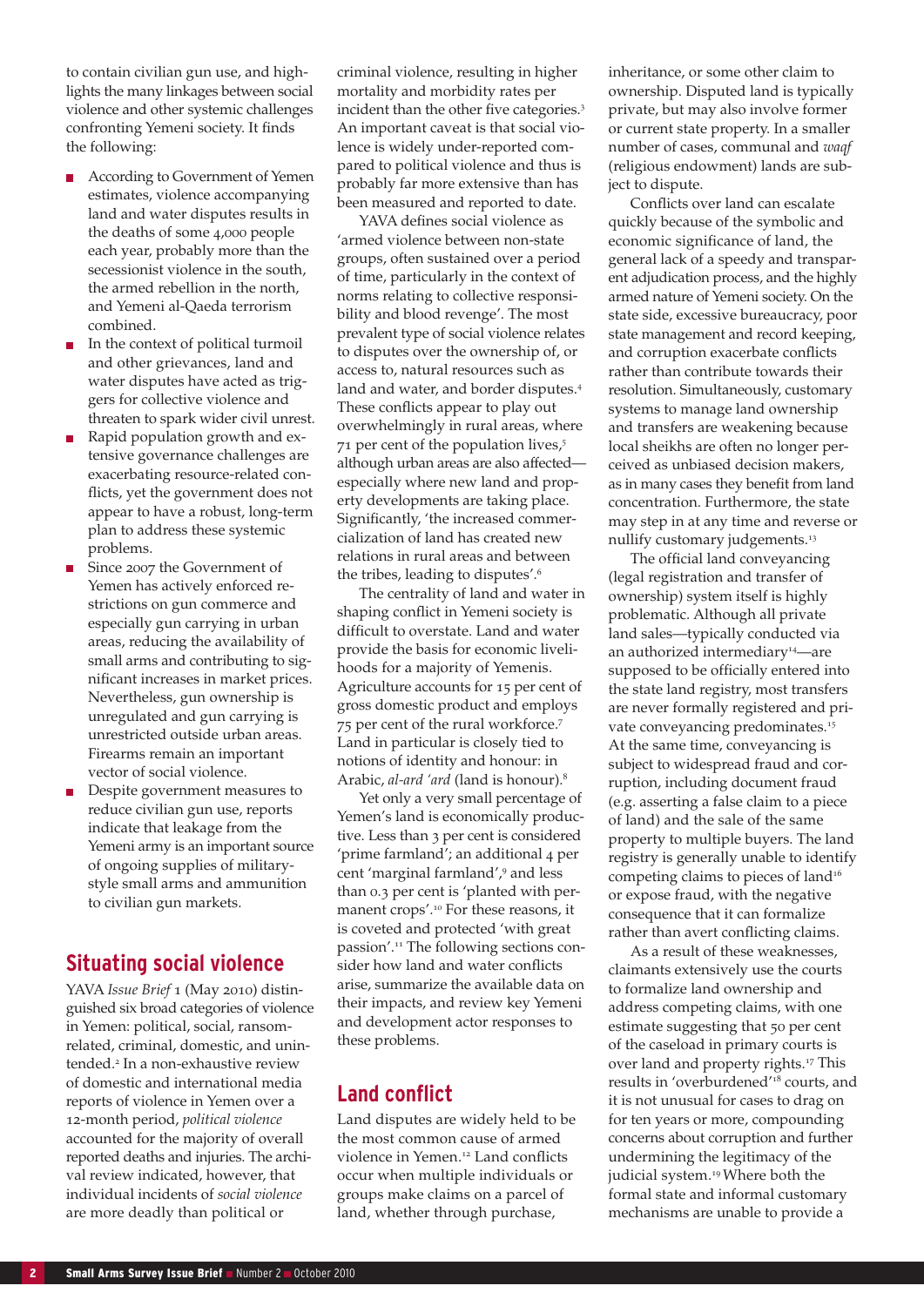to contain civilian gun use, and highlights the many linkages between social violence and other systemic challenges confronting Yemeni society. It finds the following:

- According to Government of Yemen estimates, violence accompanying land and water disputes results in the deaths of some 4,000 people each year, probably more than the secessionist violence in the south, the armed rebellion in the north, and Yemeni al-Qaeda terrorism combined.
- In the context of political turmoil and other grievances, land and water disputes have acted as triggers for collective violence and threaten to spark wider civil unrest.
- Rapid population growth and extensive governance challenges are exacerbating resource-related conflicts, yet the government does not appear to have a robust, long-term plan to address these systemic problems.
- Since 2007 the Government of Yemen has actively enforced restrictions on gun commerce and especially gun carrying in urban areas, reducing the availability of small arms and contributing to significant increases in market prices. Nevertheless, gun ownership is unregulated and gun carrying is unrestricted outside urban areas. Firearms remain an important vector of social violence.
- Despite government measures to reduce civilian gun use, reports indicate that leakage from the Yemeni army is an important source of ongoing supplies of military-style small arms and ammunition to civilian gun markets.

## Situating social violence

YAVA *Issue Brief* 1 (May 2010) distinguished six broad categories of violence in Yemen: political, social, ransom-related, criminal, domestic, and unintended.[2] In a non-exhaustive review of domestic and international media reports of violence in Yemen over a 12-month period, *political violence* accounted for the majority of overall reported deaths and injuries. The archival review indicated, however, that individual incidents of *social violence* are more deadly than political or criminal violence, resulting in higher mortality and morbidity rates per incident than the other five categories.[3] An important caveat is that social violence is widely under-reported compared to political violence and thus is probably far more extensive than has been measured and reported to date.

YAVA defines social violence as 'armed violence between non-state groups, often sustained over a period of time, particularly in the context of norms relating to collective responsibility and blood revenge'. The most prevalent type of social violence relates to disputes over the ownership of, or access to, natural resources such as land and water, and border disputes.[4] These conflicts appear to play out overwhelmingly in rural areas, where 71 per cent of the population lives,[5] although urban areas are also affected—especially where new land and property developments are taking place. Significantly, 'the increased commercialization of land has created new relations in rural areas and between the tribes, leading to disputes'.[6]

The centrality of land and water in shaping conflict in Yemeni society is difficult to overstate. Land and water provide the basis for economic livelihoods for a majority of Yemenis. Agriculture accounts for 15 per cent of gross domestic product and employs 75 per cent of the rural workforce.[7] Land in particular is closely tied to notions of identity and honour: in Arabic, *al-ard 'ard* (land is honour).[8]

Yet only a very small percentage of Yemen's land is economically productive. Less than 3 per cent is considered 'prime farmland'; an additional 4 per cent 'marginal farmland',[9] and less than 0.3 per cent is 'planted with permanent crops'.[10] For these reasons, it is coveted and protected 'with great passion'.[11] The following sections consider how land and water conflicts arise, summarize the available data on their impacts, and review key Yemeni and development actor responses to these problems.

## Land conflict

Land disputes are widely held to be the most common cause of armed violence in Yemen.[12] Land conflicts occur when multiple individuals or groups make claims on a parcel of land, whether through purchase, inheritance, or some other claim to ownership. Disputed land is typically private, but may also involve former or current state property. In a smaller number of cases, communal and *waqf* (religious endowment) lands are subject to dispute.

Conflicts over land can escalate quickly because of the symbolic and economic significance of land, the general lack of a speedy and transparent adjudication process, and the highly armed nature of Yemeni society. On the state side, excessive bureaucracy, poor state management and record keeping, and corruption exacerbate conflicts rather than contribute towards their resolution. Simultaneously, customary systems to manage land ownership and transfers are weakening because local sheikhs are often no longer perceived as unbiased decision makers, as in many cases they benefit from land concentration. Furthermore, the state may step in at any time and reverse or nullify customary judgements.[13]

The official land conveyancing (legal registration and transfer of ownership) system itself is highly problematic. Although all private land sales—typically conducted via an authorized intermediary[14]—are supposed to be officially entered into the state land registry, most transfers are never formally registered and private conveyancing predominates.[15] At the same time, conveyancing is subject to widespread fraud and corruption, including document fraud (e.g. asserting a false claim to a piece of land) and the sale of the same property to multiple buyers. The land registry is generally unable to identify competing claims to pieces of land[16] or expose fraud, with the negative consequence that it can formalize rather than avert conflicting claims.

As a result of these weaknesses, claimants extensively use the courts to formalize land ownership and address competing claims, with one estimate suggesting that 50 per cent of the caseload in primary courts is over land and property rights.[17] This results in 'overburdened'[18] courts, and it is not unusual for cases to drag on for ten years or more, compounding concerns about corruption and further undermining the legitimacy of the judicial system.[19] Where both the formal state and informal customary mechanisms are unable to provide a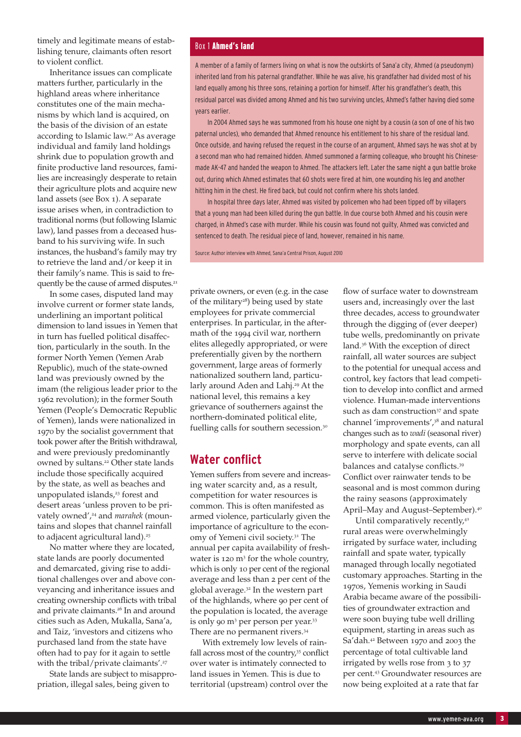timely and legitimate means of establishing tenure, claimants often resort to violent conflict.

Inheritance issues can complicate matters further, particularly in the highland areas where inheritance constitutes one of the main mechanisms by which land is acquired, on the basis of the division of an estate according to Islamic law.[20] As average individual and family land holdings shrink due to population growth and finite productive land resources, families are increasingly desperate to retain their agriculture plots and acquire new land assets (see Box 1). A separate issue arises when, in contradiction to traditional norms (but following Islamic law), land passes from a deceased husband to his surviving wife. In such instances, the husband's family may try to retrieve the land and/or keep it in their family's name. This is said to frequently be the cause of armed disputes.[21]

In some cases, disputed land may involve current or former state lands, underlining an important political dimension to land issues in Yemen that in turn has fuelled political disaffection, particularly in the south. In the former North Yemen (Yemen Arab Republic), much of the state-owned land was previously owned by the imam (the religious leader prior to the 1962 revolution); in the former South Yemen (People's Democratic Republic of Yemen), lands were nationalized in 1970 by the socialist government that took power after the British withdrawal, and were previously predominantly owned by sultans.[22] Other state lands include those specifically acquired by the state, as well as beaches and unpopulated islands,[23] forest and desert areas 'unless proven to be privately owned',[24] and *marahek* (mountains and slopes that channel rainfall to adjacent agricultural land).[25]

No matter where they are located, state lands are poorly documented and demarcated, giving rise to additional challenges over and above conveyancing and inheritance issues and creating ownership conflicts with tribal and private claimants.[26] In and around cities such as Aden, Mukalla, Sana'a, and Taiz, 'investors and citizens who purchased land from the state have often had to pay for it again to settle with the tribal/private claimants'.[27]

State lands are subject to misappropriation, illegal sales, being given to private owners, or even (e.g. in the case of the military[28]) being used by state employees for private commercial enterprises. In particular, in the aftermath of the 1994 civil war, northern elites allegedly appropriated, or were preferentially given by the northern government, large areas of formerly nationalized southern land, particularly around Aden and Lahj.[29] At the national level, this remains a key grievance of southerners against the northern-dominated political elite, fuelling calls for southern secession.[30]

> **Box 1 Ahmed's land**
>
> A member of a family of farmers living on what is now the outskirts of Sana'a city, Ahmed (a pseudonym) inherited land from his paternal grandfather. While he was alive, his grandfather had divided most of his land equally among his three sons, retaining a portion for himself. After his grandfather's death, this residual parcel was divided among Ahmed and his two surviving uncles, Ahmed's father having died some years earlier.
>
> In 2004 Ahmed says he was summoned from his house one night by a cousin (a son of one of his two paternal uncles), who demanded that Ahmed renounce his entitlement to his share of the residual land. Once outside, and having refused the request in the course of an argument, Ahmed says he was shot at by a second man who had remained hidden. Ahmed summoned a farming colleague, who brought his Chinese-made AK-47 and handed the weapon to Ahmed. The attackers left. Later the same night a gun battle broke out, during which Ahmed estimates that 60 shots were fired at him, one wounding his leg and another hitting him in the chest. He fired back, but could not confirm where his shots landed.
>
> In hospital three days later, Ahmed was visited by policemen who had been tipped off by villagers that a young man had been killed during the gun battle. In due course both Ahmed and his cousin were charged, in Ahmed's case with murder. While his cousin was found not guilty, Ahmed was convicted and sentenced to death. The residual piece of land, however, remained in his name.
>
> Source: Author interview with Ahmed, Sana'a Central Prison, August 2010

## Water conflict

Yemen suffers from severe and increasing water scarcity and, as a result, competition for water resources is common. This is often manifested as armed violence, particularly given the importance of agriculture to the economy of Yemeni civil society.[31] The annual per capita availability of freshwater is 120 m$^3$ for the whole country, which is only 10 per cent of the regional average and less than 2 per cent of the global average.[32] In the western part of the highlands, where 90 per cent of the population is located, the average is only 90 m$^3$ per person per year.[33] There are no permanent rivers.[34]

With extremely low levels of rainfall across most of the country,[35] conflict over water is intimately connected to land issues in Yemen. This is due to territorial (upstream) control over the flow of surface water to downstream users and, increasingly over the last three decades, access to groundwater through the digging of (ever deeper) tube wells, predominantly on private land.[36] With the exception of direct rainfall, all water sources are subject to the potential for unequal access and control, key factors that lead competition to develop into conflict and armed violence. Human-made interventions such as dam construction[37] and spate channel 'improvements',[38] and natural changes such as to *wadi* (seasonal river) morphology and spate events, can all serve to interfere with delicate social balances and catalyse conflicts.[39] Conflict over rainwater tends to be seasonal and is most common during the rainy seasons (approximately April–May and August–September).[40]

Until comparatively recently,[41] rural areas were overwhelmingly irrigated by surface water, including rainfall and spate water, typically managed through locally negotiated customary approaches. Starting in the 1970s, Yemenis working in Saudi Arabia became aware of the possibilities of groundwater extraction and were soon buying tube well drilling equipment, starting in areas such as Sa'dah.[42] Between 1970 and 2003 the percentage of total cultivable land irrigated by wells rose from 3 to 37 per cent.[43] Groundwater resources are now being exploited at a rate that far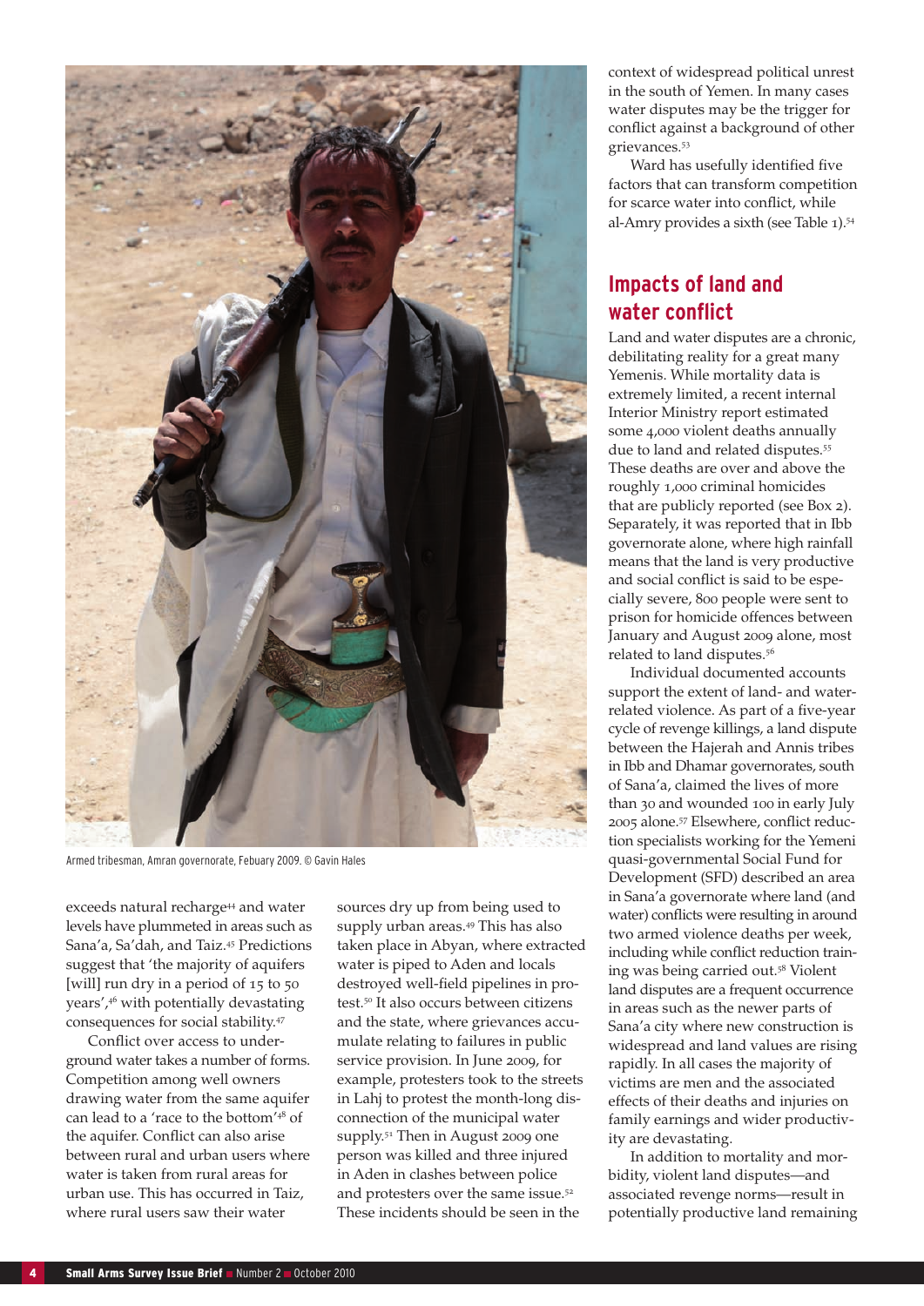Armed tribesman, Amran governorate, Febuary 2009. © Gavin Hales

exceeds natural recharge[44] and water levels have plummeted in areas such as Sana'a, Sa'dah, and Taiz.[45] Predictions suggest that 'the majority of aquifers [will] run dry in a period of 15 to 50 years',[46] with potentially devastating consequences for social stability.[47]

Conflict over access to underground water takes a number of forms. Competition among well owners drawing water from the same aquifer can lead to a 'race to the bottom'[48] of the aquifer. Conflict can also arise between rural and urban users where water is taken from rural areas for urban use. This has occurred in Taiz, where rural users saw their water sources dry up from being used to supply urban areas.[49] This has also taken place in Abyan, where extracted water is piped to Aden and locals destroyed well-field pipelines in protest.[50] It also occurs between citizens and the state, where grievances accumulate relating to failures in public service provision. In June 2009, for example, protesters took to the streets in Lahj to protest the month-long disconnection of the municipal water supply.[51] Then in August 2009 one person was killed and three injured in Aden in clashes between police and protesters over the same issue.[52] These incidents should be seen in the context of widespread political unrest in the south of Yemen. In many cases water disputes may be the trigger for conflict against a background of other grievances.[53]

Ward has usefully identified five factors that can transform competition for scarce water into conflict, while al-Amry provides a sixth (see Table 1).[54]

## Impacts of land and water conflict

Land and water disputes are a chronic, debilitating reality for a great many Yemenis. While mortality data is extremely limited, a recent internal Interior Ministry report estimated some 4,000 violent deaths annually due to land and related disputes.[55] These deaths are over and above the roughly 1,000 criminal homicides that are publicly reported (see Box 2). Separately, it was reported that in Ibb governorate alone, where high rainfall means that the land is very productive and social conflict is said to be especially severe, 800 people were sent to prison for homicide offences between January and August 2009 alone, most related to land disputes.[56]

Individual documented accounts support the extent of land- and water-related violence. As part of a five-year cycle of revenge killings, a land dispute between the Hajerah and Annis tribes in Ibb and Dhamar governorates, south of Sana'a, claimed the lives of more than 30 and wounded 100 in early July 2005 alone.[57] Elsewhere, conflict reduction specialists working for the Yemeni quasi-governmental Social Fund for Development (SFD) described an area in Sana'a governorate where land (and water) conflicts were resulting in around two armed violence deaths per week, including while conflict reduction training was being carried out.[58] Violent land disputes are a frequent occurrence in areas such as the newer parts of Sana'a city where new construction is widespread and land values are rising rapidly. In all cases the majority of victims are men and the associated effects of their deaths and injuries on family earnings and wider productivity are devastating.

In addition to mortality and morbidity, violent land disputes—and associated revenge norms—result in potentially productive land remaining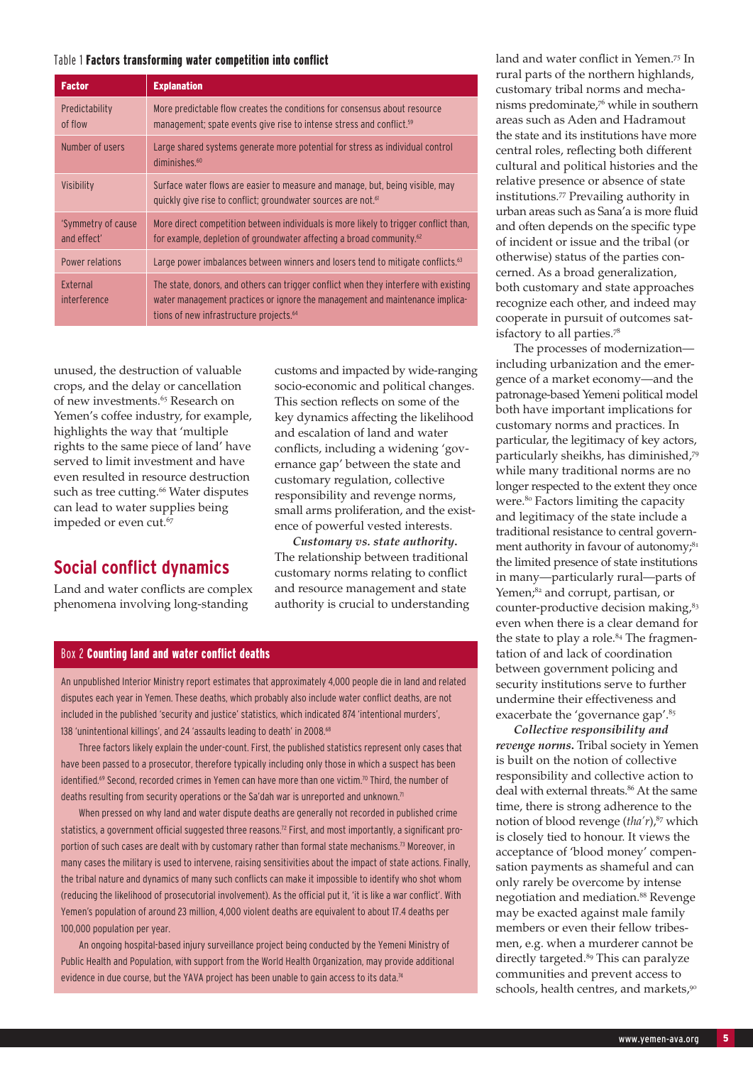Table 1 **Factors transforming water competition into conflict**

| Factor | Explanation |
| --- | --- |
| Predictability of flow | More predictable flow creates the conditions for consensus about resource management; spate events give rise to intense stress and conflict.[59] |
| Number of users | Large shared systems generate more potential for stress as individual control diminishes.[60] |
| Visibility | Surface water flows are easier to measure and manage, but, being visible, may quickly give rise to conflict; groundwater sources are not.[61] |
| 'Symmetry of cause and effect' | More direct competition between individuals is more likely to trigger conflict than, for example, depletion of groundwater affecting a broad community.[62] |
| Power relations | Large power imbalances between winners and losers tend to mitigate conflicts.[63] |
| External interference | The state, donors, and others can trigger conflict when they interfere with existing water management practices or ignore the management and maintenance implications of new infrastructure projects.[64] |

unused, the destruction of valuable crops, and the delay or cancellation of new investments.[65] Research on Yemen's coffee industry, for example, highlights the way that 'multiple rights to the same piece of land' have served to limit investment and have even resulted in resource destruction such as tree cutting.[66] Water disputes can lead to water supplies being impeded or even cut.[67]

## Social conflict dynamics

Land and water conflicts are complex phenomena involving long-standing customs and impacted by wide-ranging socio-economic and political changes. This section reflects on some of the key dynamics affecting the likelihood and escalation of land and water conflicts, including a widening 'governance gap' between the state and customary regulation, collective responsibility and revenge norms, small arms proliferation, and the existence of powerful vested interests.

***Customary vs. state authority.*** The relationship between traditional customary norms relating to conflict and resource management and state authority is crucial to understanding land and water conflict in Yemen.[75] In rural parts of the northern highlands, customary tribal norms and mechanisms predominate,[76] while in southern areas such as Aden and Hadramout the state and its institutions have more central roles, reflecting both different cultural and political histories and the relative presence or absence of state institutions.[77] Prevailing authority in urban areas such as Sana'a is more fluid and often depends on the specific type of incident or issue and the tribal (or otherwise) status of the parties concerned. As a broad generalization, both customary and state approaches recognize each other, and indeed may cooperate in pursuit of outcomes satisfactory to all parties.[78]

The processes of modernization—including urbanization and the emergence of a market economy—and the patronage-based Yemeni political model both have important implications for customary norms and practices. In particular, the legitimacy of key actors, particularly sheikhs, has diminished,[79] while many traditional norms are no longer respected to the extent they once were.[80] Factors limiting the capacity and legitimacy of the state include a traditional resistance to central government authority in favour of autonomy;[81] the limited presence of state institutions in many—particularly rural—parts of Yemen;[82] and corrupt, partisan, or counter-productive decision making,[83] even when there is a clear demand for the state to play a role.[84] The fragmentation of and lack of coordination between government policing and security institutions serve to further undermine their effectiveness and exacerbate the 'governance gap'.[85]

***Collective responsibility and revenge norms.*** Tribal society in Yemen is built on the notion of collective responsibility and collective action to deal with external threats.[86] At the same time, there is strong adherence to the notion of blood revenge (*tha'r*),[87] which is closely tied to honour. It views the acceptance of 'blood money' compensation payments as shameful and can only rarely be overcome by intense negotiation and mediation.[88] Revenge may be exacted against male family members or even their fellow tribesmen, e.g. when a murderer cannot be directly targeted.[89] This can paralyze communities and prevent access to schools, health centres, and markets,[90]

### Box 2 Counting land and water conflict deaths

An unpublished Interior Ministry report estimates that approximately 4,000 people die in land and related disputes each year in Yemen. These deaths, which probably also include water conflict deaths, are not included in the published 'security and justice' statistics, which indicated 874 'intentional murders', 138 'unintentional killings', and 24 'assaults leading to death' in 2008.[68]

Three factors likely explain the under-count. First, the published statistics represent only cases that have been passed to a prosecutor, therefore typically including only those in which a suspect has been identified.[69] Second, recorded crimes in Yemen can have more than one victim.[70] Third, the number of deaths resulting from security operations or the Sa'dah war is unreported and unknown.[71]

When pressed on why land and water dispute deaths are generally not recorded in published crime statistics, a government official suggested three reasons.[72] First, and most importantly, a significant proportion of such cases are dealt with by customary rather than formal state mechanisms.[73] Moreover, in many cases the military is used to intervene, raising sensitivities about the impact of state actions. Finally, the tribal nature and dynamics of many such conflicts can make it impossible to identify who shot whom (reducing the likelihood of prosecutorial involvement). As the official put it, 'it is like a war conflict'. With Yemen's population of around 23 million, 4,000 violent deaths are equivalent to about 17.4 deaths per 100,000 population per year.

An ongoing hospital-based injury surveillance project being conducted by the Yemeni Ministry of Public Health and Population, with support from the World Health Organization, may provide additional evidence in due course, but the YAVA project has been unable to gain access to its data.[74]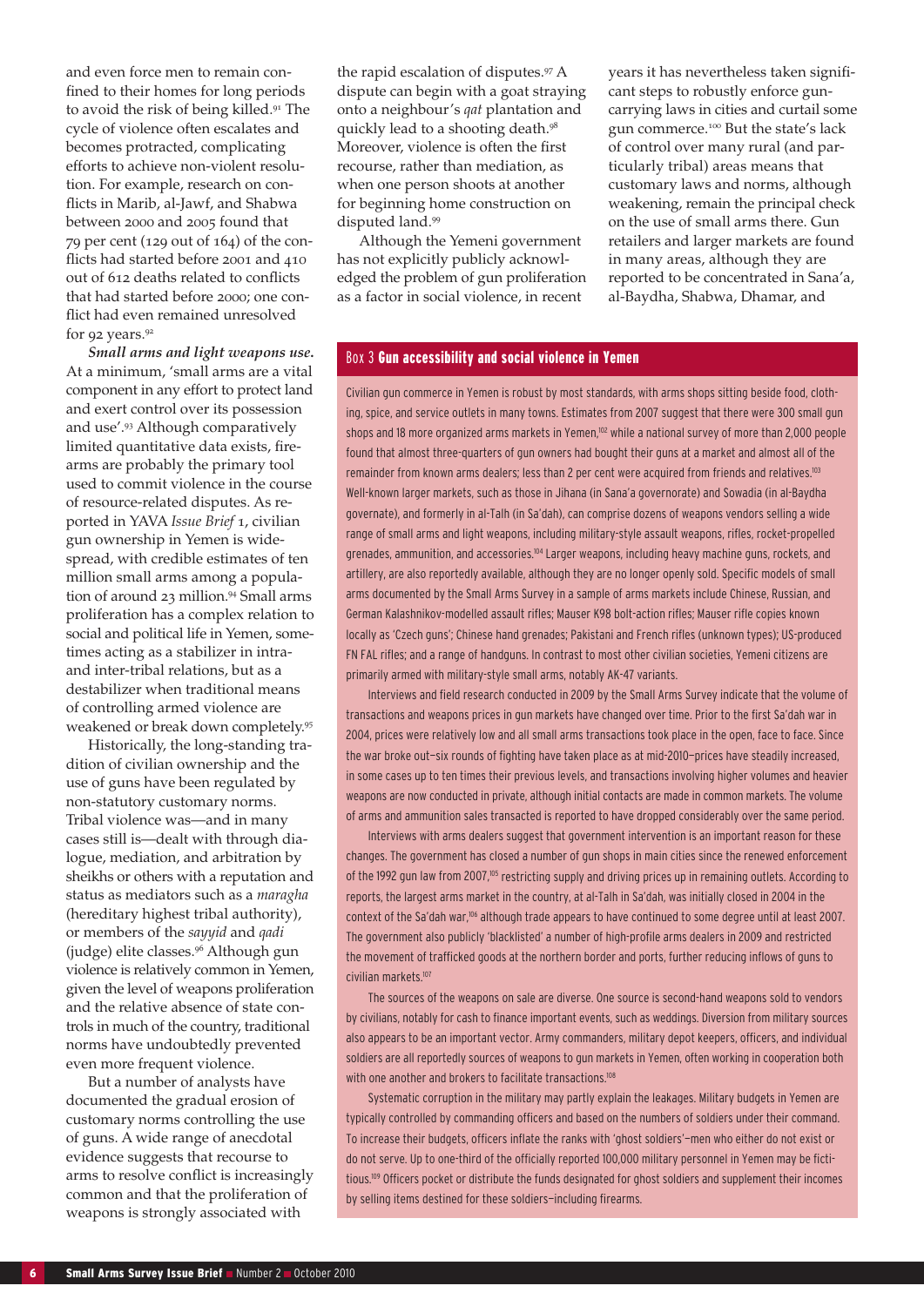and even force men to remain confined to their homes for long periods to avoid the risk of being killed.[91] The cycle of violence often escalates and becomes protracted, complicating efforts to achieve non-violent resolution. For example, research on conflicts in Marib, al-Jawf, and Shabwa between 2000 and 2005 found that 79 per cent (129 out of 164) of the conflicts had started before 2001 and 410 out of 612 deaths related to conflicts that had started before 2000; one conflict had even remained unresolved for 92 years.[92]

***Small arms and light weapons use.*** At a minimum, 'small arms are a vital component in any effort to protect land and exert control over its possession and use'.[93] Although comparatively limited quantitative data exists, firearms are probably the primary tool used to commit violence in the course of resource-related disputes. As reported in YAVA *Issue Brief* 1, civilian gun ownership in Yemen is widespread, with credible estimates of ten million small arms among a population of around 23 million.[94] Small arms proliferation has a complex relation to social and political life in Yemen, sometimes acting as a stabilizer in intra- and inter-tribal relations, but as a destabilizer when traditional means of controlling armed violence are weakened or break down completely.[95]

Historically, the long-standing tradition of civilian ownership and the use of guns have been regulated by non-statutory customary norms. Tribal violence was—and in many cases still is—dealt with through dialogue, mediation, and arbitration by sheikhs or others with a reputation and status as mediators such as a *maragha* (hereditary highest tribal authority), or members of the *sayyid* and *qadi* (judge) elite classes.[96] Although gun violence is relatively common in Yemen, given the level of weapons proliferation and the relative absence of state controls in much of the country, traditional norms have undoubtedly prevented even more frequent violence.

But a number of analysts have documented the gradual erosion of customary norms controlling the use of guns. A wide range of anecdotal evidence suggests that recourse to arms to resolve conflict is increasingly common and that the proliferation of weapons is strongly associated with the rapid escalation of disputes.[97] A dispute can begin with a goat straying onto a neighbour's *qat* plantation and quickly lead to a shooting death.[98] Moreover, violence is often the first recourse, rather than mediation, as when one person shoots at another for beginning home construction on disputed land.[99]

Although the Yemeni government has not explicitly publicly acknowledged the problem of gun proliferation as a factor in social violence, in recent years it has nevertheless taken significant steps to robustly enforce gun-carrying laws in cities and curtail some gun commerce.[100] But the state's lack of control over many rural (and particularly tribal) areas means that customary laws and norms, although weakening, remain the principal check on the use of small arms there. Gun retailers and larger markets are found in many areas, although they are reported to be concentrated in Sana'a, al-Baydha, Shabwa, Dhamar, and

## Box 3 Gun accessibility and social violence in Yemen

Civilian gun commerce in Yemen is robust by most standards, with arms shops sitting beside food, clothing, spice, and service outlets in many towns. Estimates from 2007 suggest that there were 300 small gun shops and 18 more organized arms markets in Yemen,[102] while a national survey of more than 2,000 people found that almost three-quarters of gun owners had bought their guns at a market and almost all of the remainder from known arms dealers; less than 2 per cent were acquired from friends and relatives.[103] Well-known larger markets, such as those in Jihana (in Sana'a governorate) and Sowadia (in al-Baydha governate), and formerly in al-Talh (in Sa'dah), can comprise dozens of weapons vendors selling a wide range of small arms and light weapons, including military-style assault weapons, rifles, rocket-propelled grenades, ammunition, and accessories.[104] Larger weapons, including heavy machine guns, rockets, and artillery, are also reportedly available, although they are no longer openly sold. Specific models of small arms documented by the Small Arms Survey in a sample of arms markets include Chinese, Russian, and German Kalashnikov-modelled assault rifles; Mauser K98 bolt-action rifles; Mauser rifle copies known locally as 'Czech guns'; Chinese hand grenades; Pakistani and French rifles (unknown types); US-produced FN FAL rifles; and a range of handguns. In contrast to most other civilian societies, Yemeni citizens are primarily armed with military-style small arms, notably AK-47 variants.

Interviews and field research conducted in 2009 by the Small Arms Survey indicate that the volume of transactions and weapons prices in gun markets have changed over time. Prior to the first Sa'dah war in 2004, prices were relatively low and all small arms transactions took place in the open, face to face. Since the war broke out—six rounds of fighting have taken place as at mid-2010—prices have steadily increased, in some cases up to ten times their previous levels, and transactions involving higher volumes and heavier weapons are now conducted in private, although initial contacts are made in common markets. The volume of arms and ammunition sales transacted is reported to have dropped considerably over the same period.

Interviews with arms dealers suggest that government intervention is an important reason for these changes. The government has closed a number of gun shops in main cities since the renewed enforcement of the 1992 gun law from 2007,[105] restricting supply and driving prices up in remaining outlets. According to reports, the largest arms market in the country, at al-Talh in Sa'dah, was initially closed in 2004 in the context of the Sa'dah war,[106] although trade appears to have continued to some degree until at least 2007. The government also publicly 'blacklisted' a number of high-profile arms dealers in 2009 and restricted the movement of trafficked goods at the northern border and ports, further reducing inflows of guns to civilian markets.[107]

The sources of the weapons on sale are diverse. One source is second-hand weapons sold to vendors by civilians, notably for cash to finance important events, such as weddings. Diversion from military sources also appears to be an important vector. Army commanders, military depot keepers, officers, and individual soldiers are all reportedly sources of weapons to gun markets in Yemen, often working in cooperation both with one another and brokers to facilitate transactions.[108]

Systematic corruption in the military may partly explain the leakages. Military budgets in Yemen are typically controlled by commanding officers and based on the numbers of soldiers under their command. To increase their budgets, officers inflate the ranks with 'ghost soldiers'—men who either do not exist or do not serve. Up to one-third of the officially reported 100,000 military personnel in Yemen may be fictitious.[109] Officers pocket or distribute the funds designated for ghost soldiers and supplement their incomes by selling items destined for these soldiers—including firearms.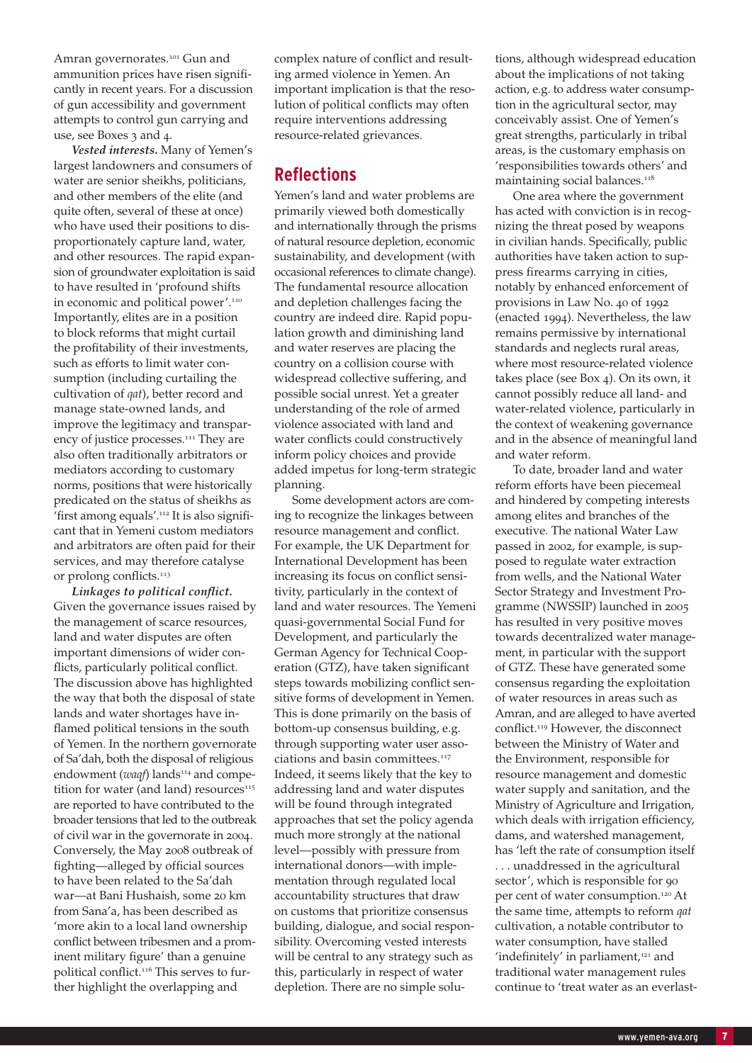Amran governorates.[101] Gun and ammunition prices have risen significantly in recent years. For a discussion of gun accessibility and government attempts to control gun carrying and use, see Boxes 3 and 4.

***Vested interests.*** Many of Yemen's largest landowners and consumers of water are senior sheikhs, politicians, and other members of the elite (and quite often, several of these at once) who have used their positions to disproportionately capture land, water, and other resources. The rapid expansion of groundwater exploitation is said to have resulted in 'profound shifts in economic and political power'.[110] Importantly, elites are in a position to block reforms that might curtail the profitability of their investments, such as efforts to limit water consumption (including curtailing the cultivation of *qat*), better record and manage state-owned lands, and improve the legitimacy and transparency of justice processes.[111] They are also often traditionally arbitrators or mediators according to customary norms, positions that were historically predicated on the status of sheikhs as 'first among equals'.[112] It is also significant that in Yemeni custom mediators and arbitrators are often paid for their services, and may therefore catalyse or prolong conflicts.[113]

***Linkages to political conflict.*** Given the governance issues raised by the management of scarce resources, land and water disputes are often important dimensions of wider conflicts, particularly political conflict. The discussion above has highlighted the way that both the disposal of state lands and water shortages have inflamed political tensions in the south of Yemen. In the northern governorate of Sa'dah, both the disposal of religious endowment (*waqf*) lands[114] and competition for water (and land) resources[115] are reported to have contributed to the broader tensions that led to the outbreak of civil war in the governorate in 2004. Conversely, the May 2008 outbreak of fighting—alleged by official sources to have been related to the Sa'dah war—at Bani Hushaish, some 20 km from Sana'a, has been described as 'more akin to a local land ownership conflict between tribesmen and a prominent military figure' than a genuine political conflict.[116] This serves to further highlight the overlapping and complex nature of conflict and resulting armed violence in Yemen. An important implication is that the resolution of political conflicts may often require interventions addressing resource-related grievances.

## Reflections

Yemen's land and water problems are primarily viewed both domestically and internationally through the prisms of natural resource depletion, economic sustainability, and development (with occasional references to climate change). The fundamental resource allocation and depletion challenges facing the country are indeed dire. Rapid population growth and diminishing land and water reserves are placing the country on a collision course with widespread collective suffering, and possible social unrest. Yet a greater understanding of the role of armed violence associated with land and water conflicts could constructively inform policy choices and provide added impetus for long-term strategic planning.

Some development actors are coming to recognize the linkages between resource management and conflict. For example, the UK Department for International Development has been increasing its focus on conflict sensitivity, particularly in the context of land and water resources. The Yemeni quasi-governmental Social Fund for Development, and particularly the German Agency for Technical Cooperation (GTZ), have taken significant steps towards mobilizing conflict sensitive forms of development in Yemen. This is done primarily on the basis of bottom-up consensus building, e.g. through supporting water user associations and basin committees.[117] Indeed, it seems likely that the key to addressing land and water disputes will be found through integrated approaches that set the policy agenda much more strongly at the national level—possibly with pressure from international donors—with implementation through regulated local accountability structures that draw on customs that prioritize consensus building, dialogue, and social responsibility. Overcoming vested interests will be central to any strategy such as this, particularly in respect of water depletion. There are no simple solutions, although widespread education about the implications of not taking action, e.g. to address water consumption in the agricultural sector, may conceivably assist. One of Yemen's great strengths, particularly in tribal areas, is the customary emphasis on 'responsibilities towards others' and maintaining social balances.[118]

One area where the government has acted with conviction is in recognizing the threat posed by weapons in civilian hands. Specifically, public authorities have taken action to suppress firearms carrying in cities, notably by enhanced enforcement of provisions in Law No. 40 of 1992 (enacted 1994). Nevertheless, the law remains permissive by international standards and neglects rural areas, where most resource-related violence takes place (see Box 4). On its own, it cannot possibly reduce all land- and water-related violence, particularly in the context of weakening governance and in the absence of meaningful land and water reform.

To date, broader land and water reform efforts have been piecemeal and hindered by competing interests among elites and branches of the executive. The national Water Law passed in 2002, for example, is supposed to regulate water extraction from wells, and the National Water Sector Strategy and Investment Programme (NWSSIP) launched in 2005 has resulted in very positive moves towards decentralized water management, in particular with the support of GTZ. These have generated some consensus regarding the exploitation of water resources in areas such as Amran, and are alleged to have averted conflict.[119] However, the disconnect between the Ministry of Water and the Environment, responsible for resource management and domestic water supply and sanitation, and the Ministry of Agriculture and Irrigation, which deals with irrigation efficiency, dams, and watershed management, has 'left the rate of consumption itself . . . unaddressed in the agricultural sector', which is responsible for 90 per cent of water consumption.[120] At the same time, attempts to reform *qat* cultivation, a notable contributor to water consumption, have stalled 'indefinitely' in parliament,[121] and traditional water management rules continue to 'treat water as an everlast-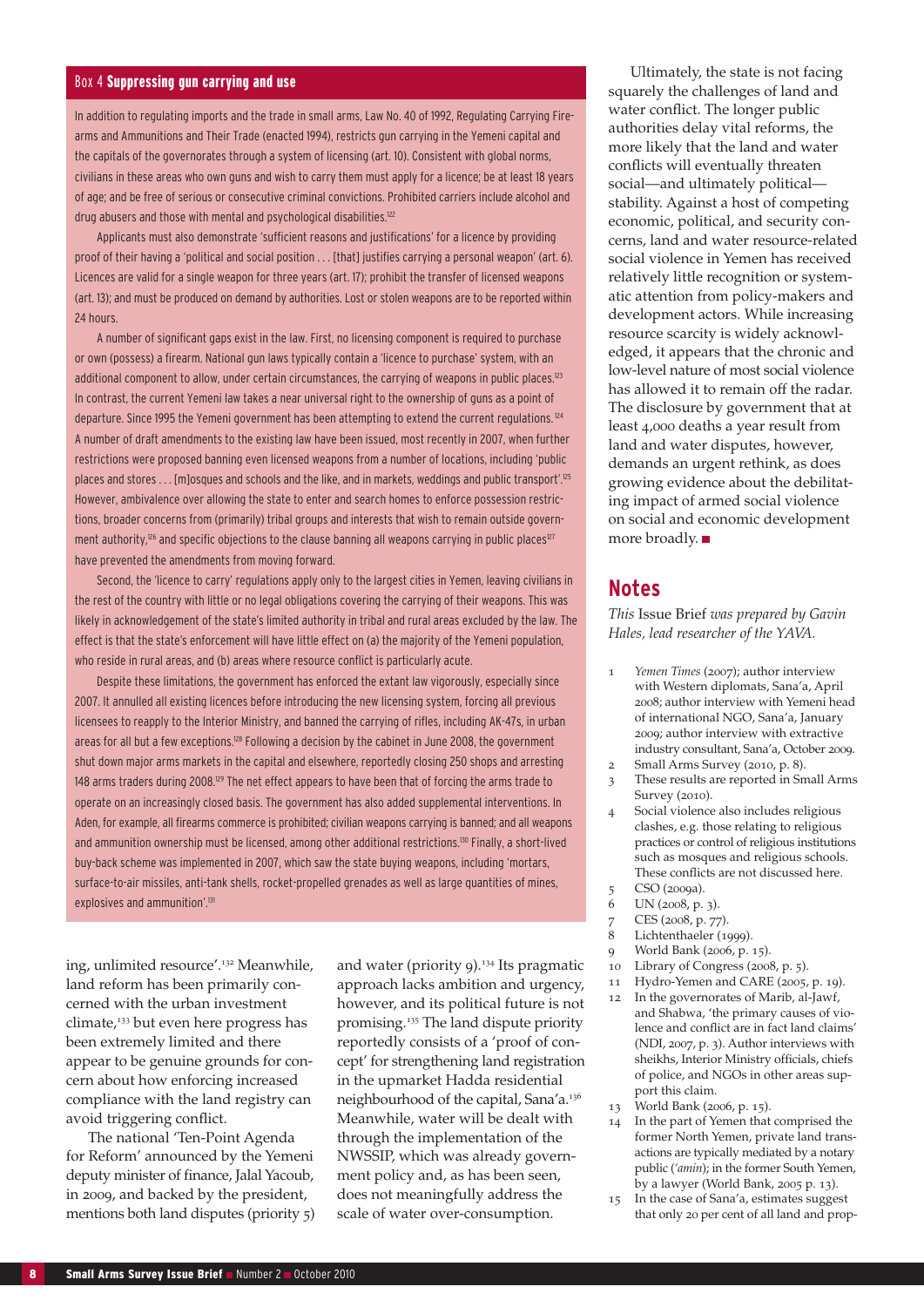## Box 4 Suppressing gun carrying and use

In addition to regulating imports and the trade in small arms, Law No. 40 of 1992, Regulating Carrying Firearms and Ammunitions and Their Trade (enacted 1994), restricts gun carrying in the Yemeni capital and the capitals of the governorates through a system of licensing (art. 10). Consistent with global norms, civilians in these areas who own guns and wish to carry them must apply for a licence; be at least 18 years of age; and be free of serious or consecutive criminal convictions. Prohibited carriers include alcohol and drug abusers and those with mental and psychological disabilities.[122]

Applicants must also demonstrate 'sufficient reasons and justifications' for a licence by providing proof of their having a 'political and social position . . . [that] justifies carrying a personal weapon' (art. 6). Licences are valid for a single weapon for three years (art. 17); prohibit the transfer of licensed weapons (art. 13); and must be produced on demand by authorities. Lost or stolen weapons are to be reported within 24 hours.

A number of significant gaps exist in the law. First, no licensing component is required to purchase or own (possess) a firearm. National gun laws typically contain a 'licence to purchase' system, with an additional component to allow, under certain circumstances, the carrying of weapons in public places.[123] In contrast, the current Yemeni law takes a near universal right to the ownership of guns as a point of departure. Since 1995 the Yemeni government has been attempting to extend the current regulations.[124] A number of draft amendments to the existing law have been issued, most recently in 2007, when further restrictions were proposed banning even licensed weapons from a number of locations, including 'public places and stores . . . [m]osques and schools and the like, and in markets, weddings and public transport'.[125] However, ambivalence over allowing the state to enter and search homes to enforce possession restrictions, broader concerns from (primarily) tribal groups and interests that wish to remain outside government authority,[126] and specific objections to the clause banning all weapons carrying in public places[127] have prevented the amendments from moving forward.

Second, the 'licence to carry' regulations apply only to the largest cities in Yemen, leaving civilians in the rest of the country with little or no legal obligations covering the carrying of their weapons. This was likely in acknowledgement of the state's limited authority in tribal and rural areas excluded by the law. The effect is that the state's enforcement will have little effect on (a) the majority of the Yemeni population, who reside in rural areas, and (b) areas where resource conflict is particularly acute.

Despite these limitations, the government has enforced the extant law vigorously, especially since 2007. It annulled all existing licences before introducing the new licensing system, forcing all previous licensees to reapply to the Interior Ministry, and banned the carrying of rifles, including AK-47s, in urban areas for all but a few exceptions.[128] Following a decision by the cabinet in June 2008, the government shut down major arms markets in the capital and elsewhere, reportedly closing 250 shops and arresting 148 arms traders during 2008.[129] The net effect appears to have been that of forcing the arms trade to operate on an increasingly closed basis. The government has also added supplemental interventions. In Aden, for example, all firearms commerce is prohibited; civilian weapons carrying is banned; and all weapons and ammunition ownership must be licensed, among other additional restrictions.[130] Finally, a short-lived buy-back scheme was implemented in 2007, which saw the state buying weapons, including 'mortars, surface-to-air missiles, anti-tank shells, rocket-propelled grenades as well as large quantities of mines, explosives and ammunition'.[131]

---

ing, unlimited resource'.[132] Meanwhile, land reform has been primarily concerned with the urban investment climate,[133] but even here progress has been extremely limited and there appear to be genuine grounds for concern about how enforcing increased compliance with the land registry can avoid triggering conflict.

The national 'Ten-Point Agenda for Reform' announced by the Yemeni deputy minister of finance, Jalal Yacoub, in 2009, and backed by the president, mentions both land disputes (priority 5) and water (priority 9).[134] Its pragmatic approach lacks ambition and urgency, however, and its political future is not promising.[135] The land dispute priority reportedly consists of a 'proof of concept' for strengthening land registration in the upmarket Hadda residential neighbourhood of the capital, Sana'a.[136] Meanwhile, water will be dealt with through the implementation of the NWSSIP, which was already government policy and, as has been seen, does not meaningfully address the scale of water over-consumption.

Ultimately, the state is not facing squarely the challenges of land and water conflict. The longer public authorities delay vital reforms, the more likely that the land and water conflicts will eventually threaten social—and ultimately political—stability. Against a host of competing economic, political, and security concerns, land and water resource-related social violence in Yemen has received relatively little recognition or systematic attention from policy-makers and development actors. While increasing resource scarcity is widely acknowledged, it appears that the chronic and low-level nature of most social violence has allowed it to remain off the radar. The disclosure by government that at least 4,000 deaths a year result from land and water disputes, however, demands an urgent rethink, as does growing evidence about the debilitating impact of armed social violence on social and economic development more broadly. ■

## Notes

*This* Issue Brief *was prepared by Gavin Hales, lead researcher of the YAVA.*

1. *Yemen Times* (2007); author interview with Western diplomats, Sana'a, April 2008; author interview with Yemeni head of international NGO, Sana'a, January 2009; author interview with extractive industry consultant, Sana'a, October 2009.
2. Small Arms Survey (2010, p. 8).
3. These results are reported in Small Arms Survey (2010).
4. Social violence also includes religious clashes, e.g. those relating to religious practices or control of religious institutions such as mosques and religious schools. These conflicts are not discussed here.
5. CSO (2009a).
6. UN (2008, p. 3).
7. CES (2008, p. 77).
8. Lichtenthaeler (1999).
9. World Bank (2006, p. 15).
10. Library of Congress (2008, p. 5).
11. Hydro-Yemen and CARE (2005, p. 19).
12. In the governorates of Marib, al-Jawf, and Shabwa, 'the primary causes of violence and conflict are in fact land claims' (NDI, 2007, p. 3). Author interviews with sheikhs, Interior Ministry officials, chiefs of police, and NGOs in other areas support this claim.
13. World Bank (2006, p. 15).
14. In the part of Yemen that comprised the former North Yemen, private land transactions are typically mediated by a notary public (*'amin*); in the former South Yemen, by a lawyer (World Bank, 2005 p. 13).
15. In the case of Sana'a, estimates suggest that only 20 per cent of all land and prop-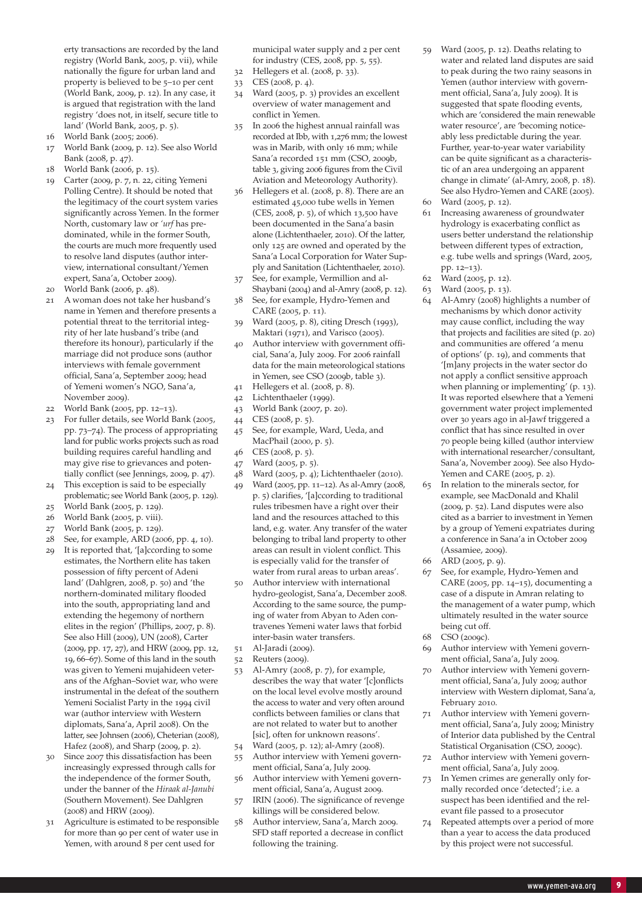erty transactions are recorded by the land registry (World Bank, 2005, p. vii), while nationally the figure for urban land and property is believed to be 5–10 per cent (World Bank, 2009, p. 12). In any case, it is argued that registration with the land registry 'does not, in itself, secure title to land' (World Bank, 2005, p. 5).

16 World Bank (2005; 2006).

17 World Bank (2009, p. 12). See also World Bank (2008, p. 47).

18 World Bank (2006, p. 15).

19 Carter (2009, p. 7, n. 22, citing Yemeni Polling Centre). It should be noted that the legitimacy of the court system varies significantly across Yemen. In the former North, customary law or *'urf* has predominated, while in the former South, the courts are much more frequently used to resolve land disputes (author interview, international consultant/Yemen expert, Sana'a, October 2009).

20 World Bank (2006, p. 48).

21 A woman does not take her husband's name in Yemen and therefore presents a potential threat to the territorial integrity of her late husband's tribe (and therefore its honour), particularly if the marriage did not produce sons (author interviews with female government official, Sana'a, September 2009; head of Yemeni women's NGO, Sana'a, November 2009).

22 World Bank (2005, pp. 12–13).

23 For fuller details, see World Bank (2005, pp. 73–74). The process of appropriating land for public works projects such as road building requires careful handling and may give rise to grievances and potentially conflict (see Jennings, 2009, p. 47).

24 This exception is said to be especially problematic; see World Bank (2005, p. 129).

25 World Bank (2005, p. 129).

26 World Bank (2005, p. viii).

27 World Bank (2005, p. 129).

28 See, for example, ARD (2006, pp. 4, 10).

29 It is reported that, '[a]ccording to some estimates, the Northern elite has taken possession of fifty percent of Adeni land' (Dahlgren, 2008, p. 50) and 'the northern-dominated military flooded into the south, appropriating land and extending the hegemony of northern elites in the region' (Phillips, 2007, p. 8). See also Hill (2009), UN (2008), Carter (2009, pp. 17, 27), and HRW (2009, pp. 12, 19, 66–67). Some of this land in the south was given to Yemeni mujahideen veterans of the Afghan–Soviet war, who were instrumental in the defeat of the southern Yemeni Socialist Party in the 1994 civil war (author interview with Western diplomats, Sana'a, April 2008). On the latter, see Johnsen (2006), Cheterian (2008), Hafez (2008), and Sharp (2009, p. 2).

30 Since 2007 this dissatisfaction has been increasingly expressed through calls for the independence of the former South, under the banner of the *Hiraak al-Janubi* (Southern Movement). See Dahlgren (2008) and HRW (2009).

31 Agriculture is estimated to be responsible for more than 90 per cent of water use in Yemen, with around 8 per cent used for municipal water supply and 2 per cent for industry (CES, 2008, pp. 5, 55).

32 Hellegers et al. (2008, p. 33).

33 CES (2008, p. 4).

34 Ward (2005, p. 3) provides an excellent overview of water management and conflict in Yemen.

35 In 2006 the highest annual rainfall was recorded at Ibb, with 1,276 mm; the lowest was in Marib, with only 16 mm; while Sana'a recorded 151 mm (CSO, 2009b, table 3, giving 2006 figures from the Civil Aviation and Meteorology Authority).

36 Hellegers et al. (2008, p. 8). There are an estimated 45,000 tube wells in Yemen (CES, 2008, p. 5), of which 13,500 have been documented in the Sana'a basin alone (Lichtenthaeler, 2010). Of the latter, only 125 are owned and operated by the Sana'a Local Corporation for Water Supply and Sanitation (Lichtenthaeler, 2010).

37 See, for example, Vermillion and al-Shaybani (2004) and al-Amry (2008, p. 12).

38 See, for example, Hydro-Yemen and CARE (2005, p. 11).

39 Ward (2005, p. 8), citing Dresch (1993), Maktari (1971), and Varisco (2005).

40 Author interview with government official, Sana'a, July 2009. For 2006 rainfall data for the main meteorological stations in Yemen, see CSO (2009b, table 3).

41 Hellegers et al. (2008, p. 8).

42 Lichtenthaeler (1999).

43 World Bank (2007, p. 20).

44 CES (2008, p. 5).

45 See, for example, Ward, Ueda, and MacPhail (2000, p. 5).

46 CES (2008, p. 5).

47 Ward (2005, p. 5).

48 Ward (2005, p. 4); Lichtenthaeler (2010).

49 Ward (2005, pp. 11–12). As al-Amry (2008, p. 5) clarifies, '[a]ccording to traditional rules tribesmen have a right over their land and the resources attached to this land, e.g. water. Any transfer of the water belonging to tribal land property to other areas can result in violent conflict. This is especially valid for the transfer of water from rural areas to urban areas'.

50 Author interview with international hydro-geologist, Sana'a, December 2008. According to the same source, the pumping of water from Abyan to Aden contravenes Yemeni water laws that forbid inter-basin water transfers.

51 Al-Jaradi (2009).

52 Reuters (2009).

53 Al-Amry (2008, p. 7), for example, describes the way that water '[c]onflicts on the local level evolve mostly around the access to water and very often around conflicts between families or clans that are not related to water but to another [sic], often for unknown reasons'.

54 Ward (2005, p. 12); al-Amry (2008).

55 Author interview with Yemeni government official, Sana'a, July 2009.

56 Author interview with Yemeni government official, Sana'a, August 2009.

57 IRIN (2006). The significance of revenge killings will be considered below.

58 Author interview, Sana'a, March 2009. SFD staff reported a decrease in conflict following the training.

59 Ward (2005, p. 12). Deaths relating to water and related land disputes are said to peak during the two rainy seasons in Yemen (author interview with government official, Sana'a, July 2009). It is suggested that spate flooding events, which are 'considered the main renewable water resource', are 'becoming noticeably less predictable during the year. Further, year-to-year water variability can be quite significant as a characteristic of an area undergoing an apparent change in climate' (al-Amry, 2008, p. 18). See also Hydro-Yemen and CARE (2005).

60 Ward (2005, p. 12).

61 Increasing awareness of groundwater hydrology is exacerbating conflict as users better understand the relationship between different types of extraction, e.g. tube wells and springs (Ward, 2005, pp. 12–13).

62 Ward (2005, p. 12).

63 Ward (2005, p. 13).

64 Al-Amry (2008) highlights a number of mechanisms by which donor activity may cause conflict, including the way that projects and facilities are sited (p. 20) and communities are offered 'a menu of options' (p. 19), and comments that '[m]any projects in the water sector do not apply a conflict sensitive approach when planning or implementing' (p. 13). It was reported elsewhere that a Yemeni government water project implemented over 30 years ago in al-Jawf triggered a conflict that has since resulted in over 70 people being killed (author interview with international researcher/consultant, Sana'a, November 2009). See also Hydo-Yemen and CARE (2005, p. 2).

65 In relation to the minerals sector, for example, see MacDonald and Khalil (2009, p. 52). Land disputes were also cited as a barrier to investment in Yemen by a group of Yemeni expatriates during a conference in Sana'a in October 2009 (Assamiee, 2009).

66 ARD (2005, p. 9).

67 See, for example, Hydro-Yemen and CARE (2005, pp. 14–15), documenting a case of a dispute in Amran relating to the management of a water pump, which ultimately resulted in the water source being cut off.

68 CSO (2009c).

69 Author interview with Yemeni government official, Sana'a, July 2009.

70 Author interview with Yemeni government official, Sana'a, July 2009; author interview with Western diplomat, Sana'a, February 2010.

71 Author interview with Yemeni government official, Sana'a, July 2009; Ministry of Interior data published by the Central Statistical Organisation (CSO, 2009c).

72 Author interview with Yemeni government official, Sana'a, July 2009.

73 In Yemen crimes are generally only formally recorded once 'detected'; i.e. a suspect has been identified and the relevant file passed to a prosecutor

74 Repeated attempts over a period of more than a year to access the data produced by this project were not successful.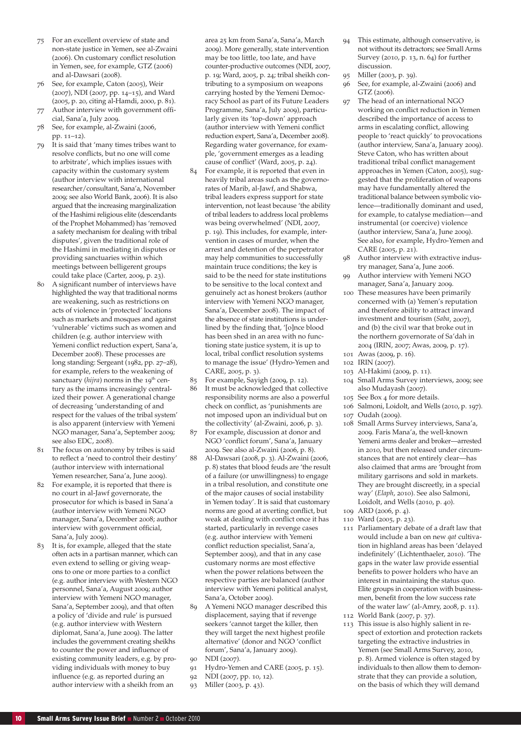75 For an excellent overview of state and non-state justice in Yemen, see al-Zwaini (2006). On customary conflict resolution in Yemen, see, for example, GTZ (2006) and al-Dawsari (2008).

76 See, for example, Caton (2005), Weir (2007), NDI (2007, pp. 14–15), and Ward (2005, p. 20, citing al-Hamdi, 2000, p. 81).

77 Author interview with government official, Sana'a, July 2009.

78 See, for example, al-Zwaini (2006, pp. 11–12).

79 It is said that 'many times tribes want to resolve conflicts, but no one will come to arbitrate', which implies issues with capacity within the customary system (author interview with international researcher/consultant, Sana'a, November 2009; see also World Bank, 2006). It is also argued that the increasing marginalization of the Hashimi religious elite (descendants of the Prophet Mohammed) has 'removed a safety mechanism for dealing with tribal disputes', given the traditional role of the Hashimi in mediating in disputes or providing sanctuaries within which meetings between belligerent groups could take place (Carter, 2009, p. 23).

80 A significant number of interviews have highlighted the way that traditional norms are weakening, such as restrictions on acts of violence in 'protected' locations such as markets and mosques and against 'vulnerable' victims such as women and children (e.g. author interview with Yemeni conflict reduction expert, Sana'a, December 2008). These processes are long standing: Sergeant (1982, pp. 27–28), for example, refers to the weakening of sanctuary (*hijra*) norms in the 19th century as the imams increasingly centralized their power. A generational change of decreasing 'understanding of and respect for the values of the tribal system' is also apparent (interview with Yemeni NGO manager, Sana'a, September 2009; see also EDC, 2008).

81 The focus on autonomy by tribes is said to reflect a 'need to control their destiny' (author interview with international Yemen researcher, Sana'a, June 2009).

82 For example, it is reported that there is no court in al-Jawf governorate, the prosecutor for which is based in Sana'a (author interview with Yemeni NGO manager, Sana'a, December 2008; author interview with government official, Sana'a, July 2009).

83 It is, for example, alleged that the state often acts in a partisan manner, which can even extend to selling or giving weapons to one or more parties to a conflict (e.g. author interview with Western NGO personnel, Sana'a, August 2009; author interview with Yemeni NGO manager, Sana'a, September 2009), and that often a policy of 'divide and rule' is pursued (e.g. author interview with Western diplomat, Sana'a, June 2009). The latter includes the government creating sheikhs to counter the power and influence of existing community leaders, e.g. by providing individuals with money to buy influence (e.g. as reported during an author interview with a sheikh from an area 25 km from Sana'a, Sana'a, March 2009). More generally, state intervention may be too little, too late, and have counter-productive outcomes (NDI, 2007, p. 19; Ward, 2005, p. 24; tribal sheikh contributing to a symposium on weapons carrying hosted by the Yemeni Democracy School as part of its Future Leaders Programme, Sana'a, July 2009), particularly given its 'top-down' approach (author interview with Yemeni conflict reduction expert, Sana'a, December 2008). Regarding water governance, for example, 'government emerges as a leading cause of conflict' (Ward, 2005, p. 24).

84 For example, it is reported that even in heavily tribal areas such as the governorates of Marib, al-Jawf, and Shabwa, tribal leaders express support for state intervention, not least because 'the ability of tribal leaders to address local problems was being overwhelmed' (NDI, 2007, p. 19). This includes, for example, intervention in cases of murder, when the arrest and detention of the perpetrator may help communities to successfully maintain truce conditions; the key is said to be the need for state institutions to be sensitive to the local context and genuinely act as honest brokers (author interview with Yemeni NGO manager, Sana'a, December 2008). The impact of the absence of state institutions is underlined by the finding that, '[o]nce blood has been shed in an area with no functioning state justice system, it is up to local, tribal conflict resolution systems to manage the issue' (Hydro-Yemen and CARE, 2005, p. 3).

85 For example, Sayigh (2009, p. 12).

86 It must be acknowledged that collective responsibility norms are also a powerful check on conflict, as 'punishments are not imposed upon an individual but on the collectivity' (al-Zwaini, 2006, p. 3).

87 For example, discussion at donor and NGO 'conflict forum', Sana'a, January 2009. See also al-Zwaini (2006, p. 8).

88 Al-Dawsari (2008, p. 3). Al-Zwaini (2006, p. 8) states that blood feuds are 'the result of a failure (or unwillingness) to engage in a tribal resolution, and constitute one of the major causes of social instability in Yemen today'. It is said that customary norms are good at averting conflict, but weak at dealing with conflict once it has started, particularly in revenge cases (e.g. author interview with Yemeni conflict reduction specialist, Sana'a, September 2009), and that in any case customary norms are most effective when the power relations between the respective parties are balanced (author interview with Yemeni political analyst, Sana'a, October 2009).

89 A Yemeni NGO manager described this displacement, saying that if revenge seekers 'cannot target the killer, then they will target the next highest profile alternative' (donor and NGO 'conflict forum', Sana'a, January 2009).

90 NDI (2007).

91 Hydro-Yemen and CARE (2005, p. 15).

92 NDI (2007, pp. 10, 12).

93 Miller (2003, p. 43).

94 This estimate, although conservative, is not without its detractors; see Small Arms Survey (2010, p. 13, n. 64) for further discussion.

95 Miller (2003, p. 39).

96 See, for example, al-Zwaini (2006) and GTZ (2006).

97 The head of an international NGO working on conflict reduction in Yemen described the importance of access to arms in escalating conflict, allowing people to 'react quickly' to provocations (author interview, Sana'a, January 2009). Steve Caton, who has written about traditional tribal conflict management approaches in Yemen (Caton, 2005), suggested that the proliferation of weapons may have fundamentally altered the traditional balance between symbolic violence—traditionally dominant and used, for example, to catalyse mediation—and instrumental (or coercive) violence (author interview, Sana'a, June 2009). See also, for example, Hydro-Yemen and CARE (2005, p. 21).

98 Author interview with extractive industry manager, Sana'a, June 2006.

99 Author interview with Yemeni NGO manager, Sana'a, January 2009.

100 These measures have been primarily concerned with (a) Yemen's reputation and therefore ability to attract inward investment and tourism (*Saba*, 2007), and (b) the civil war that broke out in the northern governorate of Sa'dah in 2004 (IRIN, 2007; Awas, 2009, p. 17).

101 Awas (2009, p. 16).

102 IRIN (2007).

103 Al-Hakimi (2009, p. 11).

104 Small Arms Survey interviews, 2009; see also Mudayash (2007).

105 See Box 4 for more details.

106 Salmoni, Loidolt, and Wells (2010, p. 197).

107 Oudah (2009).

108 Small Arms Survey interviews, Sana'a, 2009. Faris Mana'a, the well-known Yemeni arms dealer and broker—arrested in 2010, but then released under circumstances that are not entirely clear—has also claimed that arms are 'brought from military garrisons and sold in markets. They are brought discreetly, in a special way' (*Elaph*, 2010). See also Salmoni, Loidolt, and Wells (2010, p. 40).

109 ARD (2006, p. 4).

110 Ward (2005, p. 23).

111 Parliamentary debate of a draft law that would include a ban on new *qat* cultivation in highland areas has been 'delayed indefinitely' (Lichtenthaeler, 2010). 'The gaps in the water law provide essential benefits to power holders who have an interest in maintaining the status quo. Elite groups in cooperation with businessmen, benefit from the low success rate of the water law' (al-Amry, 2008, p. 11).

112 World Bank (2007, p. 37).

113 This issue is also highly salient in respect of extortion and protection rackets targeting the extractive industries in Yemen (see Small Arms Survey, 2010, p. 8). Armed violence is often staged by individuals to then allow them to demonstrate that they can provide a solution, on the basis of which they will demand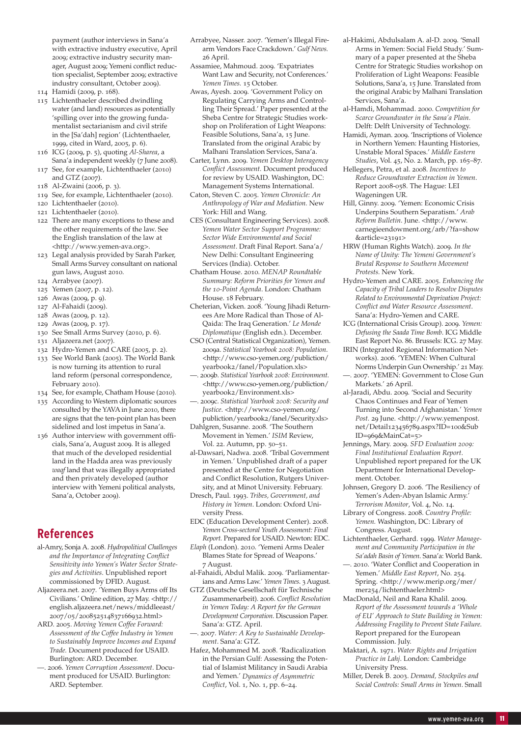payment (author interviews in Sana'a with extractive industry executive, April 2009; extractive industry security manager, August 2009; Yemeni conflict reduction specialist, September 2009; extractive industry consultant, October 2009).

114 Hamidi (2009, p. 168).

115 Lichtenthaeler described dwindling water (and land) resources as potentially 'spilling over into the growing fundamentalist sectarianism and civil strife in the [Sa'dah] region' (Lichtenthaeler, 1999, cited in Ward, 2005, p. 6).

116 ICG (2009, p. 5), quoting *Al-Sharea*, a Sana'a independent weekly (7 June 2008).

117 See, for example, Lichtenthaeler (2010) and GTZ (2007).

118 Al-Zwaini (2006, p. 3).

119 See, for example, Lichtenthaeler (2010).

120 Lichtenthaeler (2010).

121 Lichtenthaeler (2010).

122 There are many exceptions to these and the other requirements of the law. See the English translation of the law at <http://www.yemen-ava.org>.

123 Legal analysis provided by Sarah Parker, Small Arms Survey consultant on national gun laws, August 2010.

124 Arrabyee (2007).

125 Yemen (2007, p. 12).

126 Awas (2009, p. 9).

127 Al-Fahaidi (2009).

128 Awas (2009, p. 12).

129 Awas (2009, p. 17).

130 See Small Arms Survey (2010, p. 6).

131 Aljazeera.net (2007).

132 Hydro-Yemen and CARE (2005, p. 2).

133 See World Bank (2005). The World Bank is now turning its attention to rural land reform (personal correspondence, February 2010).

134 See, for example, Chatham House (2010).

135 According to Western diplomatic sources consulted by the YAVA in June 2010, there are signs that the ten-point plan has been sidelined and lost impetus in Sana'a.

136 Author interview with government officials, Sana'a, August 2009. It is alleged that much of the developed residential land in the Hadda area was previously *waqf* land that was illegally appropriated and then privately developed (author interview with Yemeni political analysts, Sana'a, October 2009).

## References

al-Amry, Sonja A. 2008. *Hydropolitical Challenges and the Importance of Integrating Conflict Sensitivity into Yemen's Water Sector Strategies and Activities*. Unpublished report commissioned by DFID. August.

Aljazeera.net. 2007. 'Yemen Buys Arms off Its Civilians.' Online edition, 27 May. <http://english.aljazeera.net/news/middleeast/2007/05/2008525148371669​32.html>

ARD. 2005. *Moving Yemen Coffee Forward: Assessment of the Coffee Industry in Yemen to Sustainably Improve Incomes and Expand Trade.* Document produced for USAID. Burlington: ARD. December.

—. 2006. *Yemen Corruption Assessment*. Document produced for USAID. Burlington: ARD. September.

Arrabyee, Nasser. 2007. 'Yemen's Illegal Firearm Vendors Face Crackdown.' *Gulf News.* 26 April.

Assamiee, Mahmoud. 2009. 'Expatriates Want Law and Security, not Conferences.' *Yemen Times.* 15 October.

Awas, Ayesh. 2009. 'Government Policy on Regulating Carrying Arms and Controlling Their Spread.' Paper presented at the Sheba Centre for Strategic Studies workshop on Proliferation of Light Weapons: Feasible Solutions, Sana'a, 15 June. Translated from the original Arabic by Malhani Translation Services, Sana'a.

Carter, Lynn. 2009. *Yemen Desktop Interagency Conflict Assessment.* Document produced for review by USAID. Washington, DC: Management Systems International.

Caton, Steven C. 2005. *Yemen Chronicle: An Anthropology of War and Mediation.* New York: Hill and Wang.

CES (Consultant Engineering Services). 2008. *Yemen Water Sector Support Programme: Sector Wide Environmental and Social Assessment*. Draft Final Report. Sana'a/New Delhi: Consultant Engineering Services (India). October.

Chatham House. 2010. *MENAP Roundtable Summary: Reform Priorities for Yemen and the 10-Point Agenda*. London: Chatham House. 18 February.

Cheterian, Vicken. 2008. 'Young Jihadi Returnees Are More Radical than Those of Al-Qaida: The Iraq Generation.' *Le Monde Diplomatique* (English edn.). December.

CSO (Central Statistical Organization), Yemen. 2009a. *Statistical Yearbook 2008: Population*. <http://www.cso-yemen.org/publiction/yearbook2/fanel/Population.xls>

—. 2009b. *Statistical Yearbook 2008: Environment*. <http://www.cso-yemen.org/publiction/yearbook2/fanel/Environment.xls>

—. 2009c. *Statistical Yearbook 2008: Security and Justice.* <http://www.cso-yemen.org/publiction/yearbook2/fanel/Security.xls>

Dahlgren, Susanne. 2008. 'The Southern Movement in Yemen.' *ISIM* Review, Vol. 22. Autumn, pp. 50–51.

al-Dawsari, Nadwa. 2008. 'Tribal Government in Yemen.' Unpublished draft of a paper presented at the Centre for Negotiation and Conflict Resolution, Rutgers University, and at Minot University. February.

Dresch, Paul. 1993. *Tribes, Government, and History in Yemen*. London: Oxford University Press.

EDC (Education Development Center). 2008. *Yemen Cross-sectoral Youth Assessment: Final Report.* Prepared for USAID. Newton: EDC.

*Elaph* (London). 2010. 'Yemeni Arms Dealer Blames State for Spread of Weapons.' 7 August.

al-Fahaidi, Abdul Malik. 2009. 'Parliamentarians and Arms Law.' *Yemen Times.* 3 August.

GTZ (Deutsche Gesellschaft für Technische Zusammenarbeit). 2006. *Conflict Resolution in Yemen Today: A Report for the German Development Corporation*. Discussion Paper. Sana'a: GTZ. April.

—. 2007. *Water: A Key to Sustainable Development*. Sana'a: GTZ.

Hafez, Mohammed M. 2008. 'Radicalization in the Persian Gulf: Assessing the Potential of Islamist Militancy in Saudi Arabia and Yemen.' *Dynamics of Asymmetric Conflict*, Vol. 1, No. 1, pp. 6–24.

al-Hakimi, Abdulsalam A. al-D. 2009. 'Small Arms in Yemen: Social Field Study.' Summary of a paper presented at the Sheba Centre for Strategic Studies workshop on Proliferation of Light Weapons: Feasible Solutions, Sana'a, 15 June. Translated from the original Arabic by Malhani Translation Services, Sana'a.

al-Hamdi, Mohammad. 2000. *Competition for Scarce Groundwater in the Sana'a Plain*. Delft: Delft University of Technology.

Hamidi, Ayman. 2009. 'Inscriptions of Violence in Northern Yemen: Haunting Histories, Unstable Moral Spaces.' *Middle Eastern Studies*, Vol. 45, No. 2. March, pp. 165–87.

Hellegers, Petra, et al. 2008. *Incentives to Reduce Groundwater Extraction in Yemen*. Report 2008-058. The Hague: LEI Wageningen UR.

Hill, Ginny. 2009. 'Yemen: Economic Crisis Underpins Southern Separatism.' *Arab Reform Bulletin*. June. <http://www.carnegieendowment.org/arb/?fa=show&article=23191>

HRW (Human Rights Watch). 2009. *In the Name of Unity: The Yemeni Government's Brutal Response to Southern Movement Protests.* New York.

Hydro-Yemen and CARE. 2005. *Enhancing the Capacity of Tribal Leaders to Resolve Disputes Related to Environmental Deprivation Project: Conflict and Water Resource Assessment.* Sana'a: Hydro-Yemen and CARE.

ICG (International Crisis Group). 2009. *Yemen: Defusing the Saada Time Bomb*. ICG Middle East Report No. 86. Brussels: ICG. 27 May.

IRIN (Integrated Regional Information Networks). 2006. 'YEMEN: When Cultural Norms Underpin Gun Ownership.' 21 May.

—. 2007. 'YEMEN: Government to Close Gun Markets.' 26 April.

al-Jaradi, Abdu. 2009. 'Social and Security Chaos Continues and Fear of Yemen Turning into Second Afghanistan.' *Yemen Post.* 29 June. <http://www.yemenpost.net/Detail123456789.aspx?ID=100&SubID=969&MainCat=5>

Jennings, Mary. 2009. *SFD Evaluation 2009: Final Institutional Evaluation Report*. Unpublished report prepared for the UK Department for International Development. October.

Johnsen, Gregory D. 2006. 'The Resiliency of Yemen's Aden-Abyan Islamic Army.' *Terrorism Monitor*, Vol. 4, No. 14.

Library of Congress. 2008. *Country Profile: Yemen.* Washington, DC: Library of Congress. August.

Lichtenthaeler, Gerhard. 1999. *Water Management and Community Participation in the Sa'adah Basin of Yemen*. Sana'a: World Bank.

—. 2010. 'Water Conflict and Cooperation in Yemen.' *Middle East Report*, No. 254. Spring. <http://www.merip.org/mer/mer254/lichtenthaeler.html>

MacDonald, Neil and Rana Khalil. 2009. *Report of the Assessment towards a 'Whole of EU' Approach to State Building in Yemen: Addressing Fragility to Prevent State Failure.* Report prepared for the European Commission. July.

Maktari, A. 1971. *Water Rights and Irrigation Practice in Lahj*. London: Cambridge University Press.

Miller, Derek B. 2003. *Demand, Stockpiles and Social Controls: Small Arms in Yemen*. Small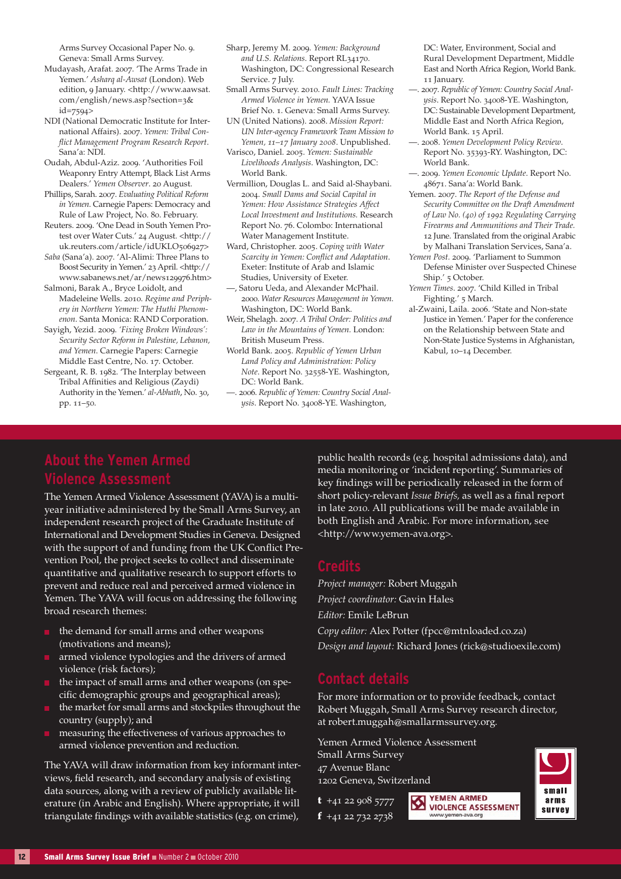Arms Survey Occasional Paper No. 9. Geneva: Small Arms Survey.

Mudayash, Arafat. 2007. 'The Arms Trade in Yemen.' *Asharq al-Awsat* (London). Web edition, 9 January. <http://www.aawsat.com/english/news.asp?section=3&id=7594>

NDI (National Democratic Institute for International Affairs). 2007. *Yemen: Tribal Conflict Management Program Research Report*. Sana'a: NDI.

Oudah, Abdul-Aziz. 2009. 'Authorities Foil Weaponry Entry Attempt, Black List Arms Dealers.' *Yemen Observer*. 20 August.

Phillips, Sarah. 2007. *Evaluating Political Reform in Yemen*. Carnegie Papers: Democracy and Rule of Law Project, No. 80. February.

Reuters. 2009. 'One Dead in South Yemen Protest over Water Cuts.' 24 August. <http://uk.reuters.com/article/idUKLO506927>

*Saba* (Sana'a). 2007. 'Al-Alimi: Three Plans to Boost Security in Yemen.' 23 April. <http://www.sabanews.net/ar/news129976.htm>

Salmoni, Barak A., Bryce Loidolt, and Madeleine Wells. 2010. *Regime and Periphery in Northern Yemen: The Huthi Phenomenon*. Santa Monica: RAND Corporation.

Sayigh, Yezid. 2009. *'Fixing Broken Windows': Security Sector Reform in Palestine, Lebanon, and Yemen*. Carnegie Papers: Carnegie Middle East Centre, No. 17. October.

Sergeant, R. B. 1982. 'The Interplay between Tribal Affinities and Religious (Zaydi) Authority in the Yemen.' *al-Abhath*, No. 30, pp. 11–50.

Sharp, Jeremy M. 2009. *Yemen: Background and U.S. Relations*. Report RL34170. Washington, DC: Congressional Research Service. 7 July.

Small Arms Survey. 2010. *Fault Lines: Tracking Armed Violence in Yemen*. YAVA Issue Brief No. 1. Geneva: Small Arms Survey.

UN (United Nations). 2008. *Mission Report: UN Inter-agency Framework Team Mission to Yemen, 11–17 January 2008*. Unpublished.

Varisco, Daniel. 2005. *Yemen: Sustainable Livelihoods Analysis*. Washington, DC: World Bank.

Vermillion, Douglas L. and Said al-Shaybani. 2004. *Small Dams and Social Capital in Yemen: How Assistance Strategies Affect Local Investment and Institutions*. Research Report No. 76. Colombo: International Water Management Institute.

Ward, Christopher. 2005. *Coping with Water Scarcity in Yemen: Conflict and Adaptation*. Exeter: Institute of Arab and Islamic Studies, University of Exeter.

—, Satoru Ueda, and Alexander McPhail. 2000. *Water Resources Management in Yemen*. Washington, DC: World Bank.

Weir, Shelagh. 2007. *A Tribal Order: Politics and Law in the Mountains of Yemen*. London: British Museum Press.

World Bank. 2005. *Republic of Yemen Urban Land Policy and Administration: Policy Note*. Report No. 32558-YE. Washington, DC: World Bank.

—. 2006. *Republic of Yemen: Country Social Analysis*. Report No. 34008-YE. Washington, DC: Water, Environment, Social and Rural Development Department, Middle East and North Africa Region, World Bank. 11 January.

—. 2007. *Republic of Yemen: Country Social Analysis*. Report No. 34008-YE. Washington, DC: Sustainable Development Department, Middle East and North Africa Region, World Bank. 15 April.

—. 2008. *Yemen Development Policy Review*. Report No. 35393-RY. Washington, DC: World Bank.

—. 2009. *Yemen Economic Update*. Report No. 48671. Sana'a: World Bank.

Yemen. 2007. *The Report of the Defense and Security Committee on the Draft Amendment of Law No. (40) of 1992 Regulating Carrying Firearms and Ammunitions and Their Trade*. 12 June. Translated from the original Arabic by Malhani Translation Services, Sana'a.

*Yemen Post*. 2009. 'Parliament to Summon Defense Minister over Suspected Chinese Ship.' 5 October.

*Yemen Times*. 2007. 'Child Killed in Tribal Fighting.' 5 March.

al-Zwaini, Laila. 2006. 'State and Non-state Justice in Yemen.' Paper for the conference on the Relationship between State and Non-State Justice Systems in Afghanistan, Kabul, 10–14 December.

## About the Yemen Armed Violence Assessment

The Yemen Armed Violence Assessment (YAVA) is a multi-year initiative administered by the Small Arms Survey, an independent research project of the Graduate Institute of International and Development Studies in Geneva. Designed with the support of and funding from the UK Conflict Prevention Pool, the project seeks to collect and disseminate quantitative and qualitative research to support efforts to prevent and reduce real and perceived armed violence in Yemen. The YAVA will focus on addressing the following broad research themes:

- the demand for small arms and other weapons (motivations and means);
- armed violence typologies and the drivers of armed violence (risk factors);
- the impact of small arms and other weapons (on specific demographic groups and geographical areas);
- the market for small arms and stockpiles throughout the country (supply); and
- measuring the effectiveness of various approaches to armed violence prevention and reduction.

The YAVA will draw information from key informant interviews, field research, and secondary analysis of existing data sources, along with a review of publicly available literature (in Arabic and English). Where appropriate, it will triangulate findings with available statistics (e.g. on crime), public health records (e.g. hospital admissions data), and media monitoring or 'incident reporting'. Summaries of key findings will be periodically released in the form of short policy-relevant *Issue Briefs*, as well as a final report in late 2010. All publications will be made available in both English and Arabic. For more information, see <http://www.yemen-ava.org>.

## Credits

*Project manager:* Robert Muggah

*Project coordinator:* Gavin Hales

*Editor:* Emile LeBrun

*Copy editor:* Alex Potter (fpcc@mtnloaded.co.za)

*Design and layout:* Richard Jones (rick@studioexile.com)

## Contact details

For more information or to provide feedback, contact Robert Muggah, Small Arms Survey research director, at robert.muggah@smallarmssurvey.org.

Yemen Armed Violence Assessment
Small Arms Survey
47 Avenue Blanc
1202 Geneva, Switzerland

**t** +41 22 908 5777
**f** +41 22 732 2738

YEMEN ARMED VIOLENCE ASSESSMENT
www.yemen-ava.org

small arms survey